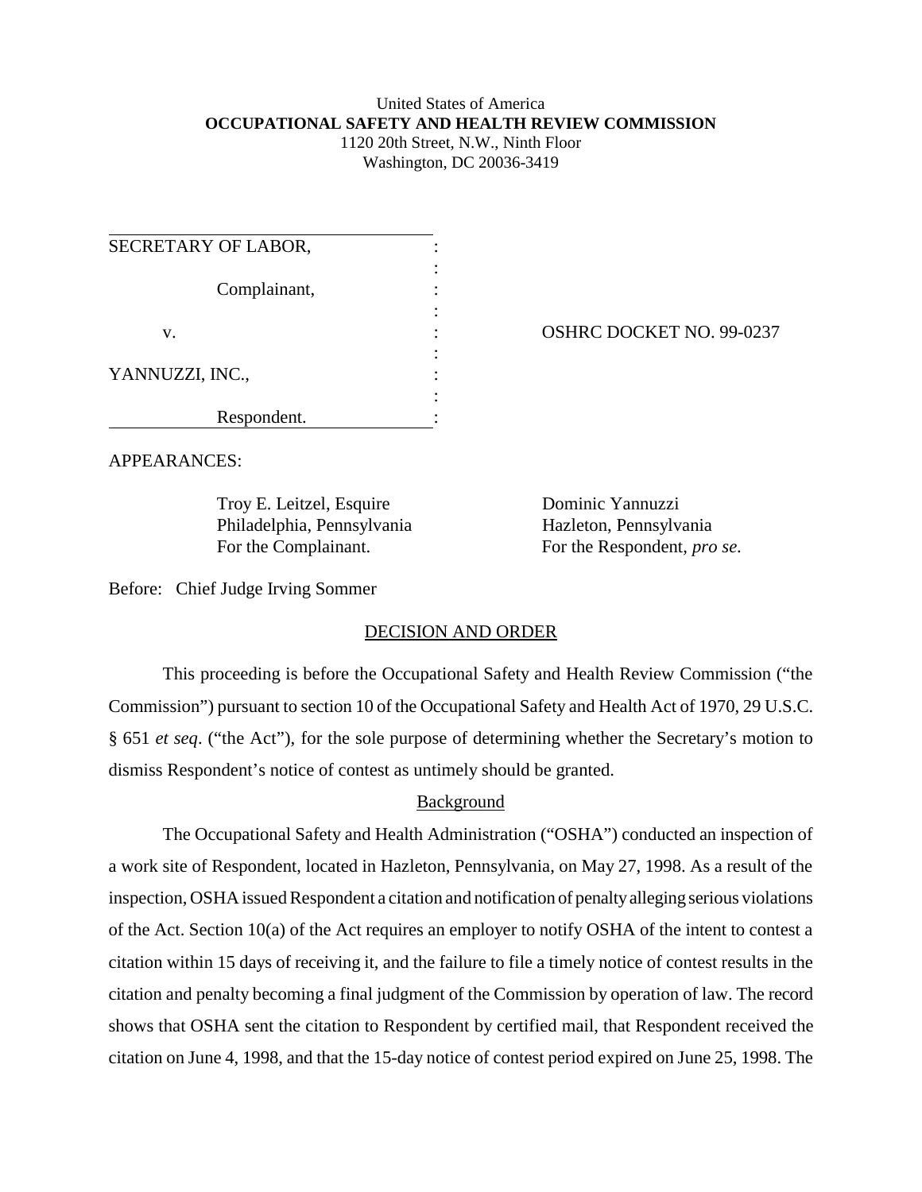United States of America
**OCCUPATIONAL SAFETY AND HEALTH REVIEW COMMISSION**
1120 20th Street, N.W., Ninth Floor
Washington, DC 20036-3419

| | | |
|---|---|---|
| SECRETARY OF LABOR, | : | |
| Complainant, | : | |
| v. | : | OSHRC DOCKET NO. 99-0237 |
| YANNUZZI, INC., | : | |
| Respondent. | : | |

APPEARANCES:

| | |
|---|---|
| Troy E. Leitzel, Esquire | Dominic Yannuzzi |
| Philadelphia, Pennsylvania | Hazleton, Pennsylvania |
| For the Complainant. | For the Respondent, *pro se.* |

Before: Chief Judge Irving Sommer

## DECISION AND ORDER

This proceeding is before the Occupational Safety and Health Review Commission ("the Commission") pursuant to section 10 of the Occupational Safety and Health Act of 1970, 29 U.S.C. § 651 *et seq*. ("the Act"), for the sole purpose of determining whether the Secretary's motion to dismiss Respondent's notice of contest as untimely should be granted.

### Background

The Occupational Safety and Health Administration ("OSHA") conducted an inspection of a work site of Respondent, located in Hazleton, Pennsylvania, on May 27, 1998. As a result of the inspection, OSHA issued Respondent a citation and notification of penalty alleging serious violations of the Act. Section 10(a) of the Act requires an employer to notify OSHA of the intent to contest a citation within 15 days of receiving it, and the failure to file a timely notice of contest results in the citation and penalty becoming a final judgment of the Commission by operation of law. The record shows that OSHA sent the citation to Respondent by certified mail, that Respondent received the citation on June 4, 1998, and that the 15-day notice of contest period expired on June 25, 1998. The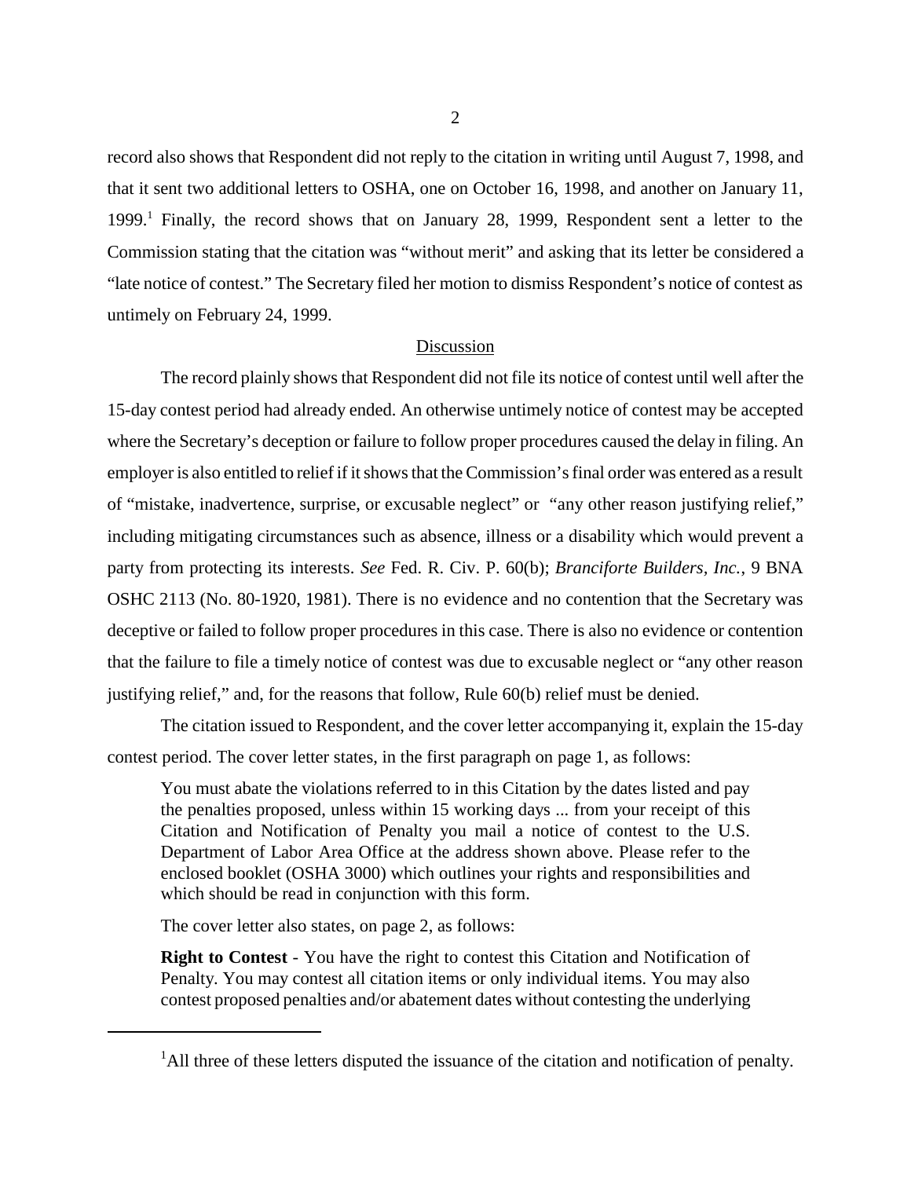record also shows that Respondent did not reply to the citation in writing until August 7, 1998, and that it sent two additional letters to OSHA, one on October 16, 1998, and another on January 11, 1999.[1] Finally, the record shows that on January 28, 1999, Respondent sent a letter to the Commission stating that the citation was "without merit" and asking that its letter be considered a "late notice of contest." The Secretary filed her motion to dismiss Respondent's notice of contest as untimely on February 24, 1999.

## Discussion

The record plainly shows that Respondent did not file its notice of contest until well after the 15-day contest period had already ended. An otherwise untimely notice of contest may be accepted where the Secretary's deception or failure to follow proper procedures caused the delay in filing. An employer is also entitled to relief if it shows that the Commission's final order was entered as a result of "mistake, inadvertence, surprise, or excusable neglect" or "any other reason justifying relief," including mitigating circumstances such as absence, illness or a disability which would prevent a party from protecting its interests. *See* Fed. R. Civ. P. 60(b); *Branciforte Builders, Inc.*, 9 BNA OSHC 2113 (No. 80-1920, 1981). There is no evidence and no contention that the Secretary was deceptive or failed to follow proper procedures in this case. There is also no evidence or contention that the failure to file a timely notice of contest was due to excusable neglect or "any other reason justifying relief," and, for the reasons that follow, Rule 60(b) relief must be denied.

The citation issued to Respondent, and the cover letter accompanying it, explain the 15-day contest period. The cover letter states, in the first paragraph on page 1, as follows:

> You must abate the violations referred to in this Citation by the dates listed and pay the penalties proposed, unless within 15 working days ... from your receipt of this Citation and Notification of Penalty you mail a notice of contest to the U.S. Department of Labor Area Office at the address shown above. Please refer to the enclosed booklet (OSHA 3000) which outlines your rights and responsibilities and which should be read in conjunction with this form.

The cover letter also states, on page 2, as follows:

> **Right to Contest** - You have the right to contest this Citation and Notification of Penalty. You may contest all citation items or only individual items. You may also contest proposed penalties and/or abatement dates without contesting the underlying

---

[1] All three of these letters disputed the issuance of the citation and notification of penalty.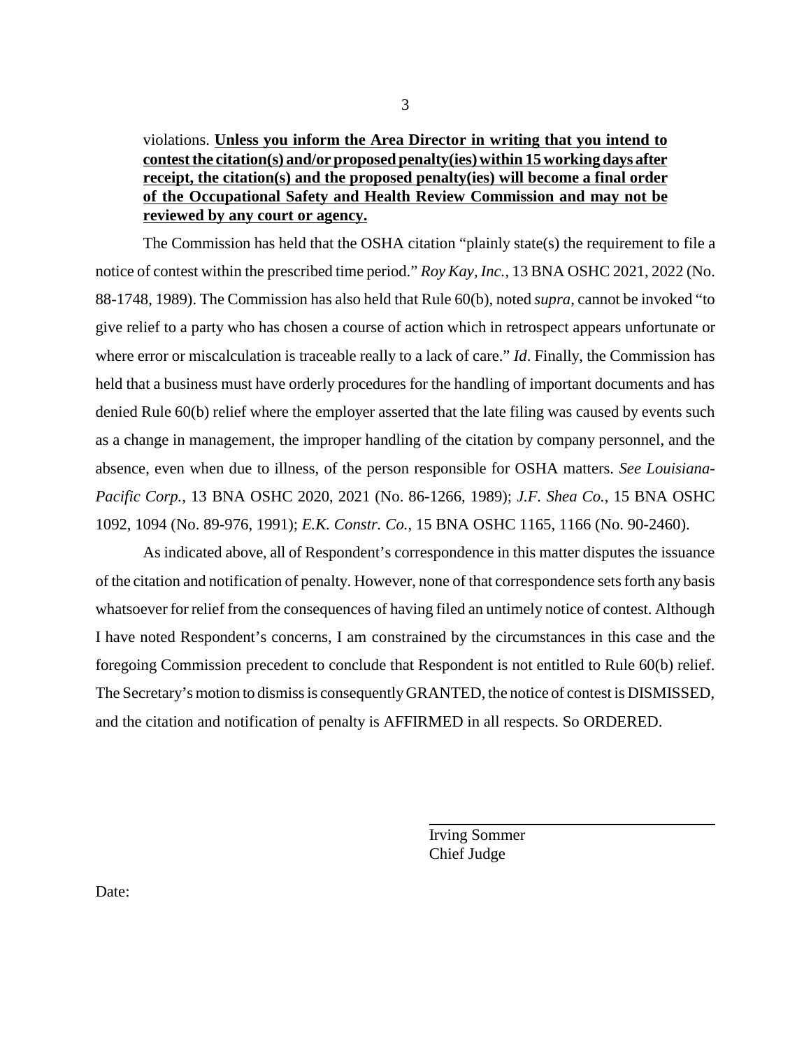violations. **Unless you inform the Area Director in writing that you intend to contest the citation(s) and/or proposed penalty(ies) within 15 working days after receipt, the citation(s) and the proposed penalty(ies) will become a final order of the Occupational Safety and Health Review Commission and may not be reviewed by any court or agency.**

The Commission has held that the OSHA citation "plainly state(s) the requirement to file a notice of contest within the prescribed time period." *Roy Kay, Inc.*, 13 BNA OSHC 2021, 2022 (No. 88-1748, 1989). The Commission has also held that Rule 60(b), noted *supra*, cannot be invoked "to give relief to a party who has chosen a course of action which in retrospect appears unfortunate or where error or miscalculation is traceable really to a lack of care." *Id*. Finally, the Commission has held that a business must have orderly procedures for the handling of important documents and has denied Rule 60(b) relief where the employer asserted that the late filing was caused by events such as a change in management, the improper handling of the citation by company personnel, and the absence, even when due to illness, of the person responsible for OSHA matters. *See Louisiana-Pacific Corp.*, 13 BNA OSHC 2020, 2021 (No. 86-1266, 1989); *J.F. Shea Co.*, 15 BNA OSHC 1092, 1094 (No. 89-976, 1991); *E.K. Constr. Co.*, 15 BNA OSHC 1165, 1166 (No. 90-2460).

As indicated above, all of Respondent's correspondence in this matter disputes the issuance of the citation and notification of penalty. However, none of that correspondence sets forth any basis whatsoever for relief from the consequences of having filed an untimely notice of contest. Although I have noted Respondent's concerns, I am constrained by the circumstances in this case and the foregoing Commission precedent to conclude that Respondent is not entitled to Rule 60(b) relief. The Secretary's motion to dismiss is consequently GRANTED, the notice of contest is DISMISSED, and the citation and notification of penalty is AFFIRMED in all respects. So ORDERED.

Irving Sommer
Chief Judge

Date: